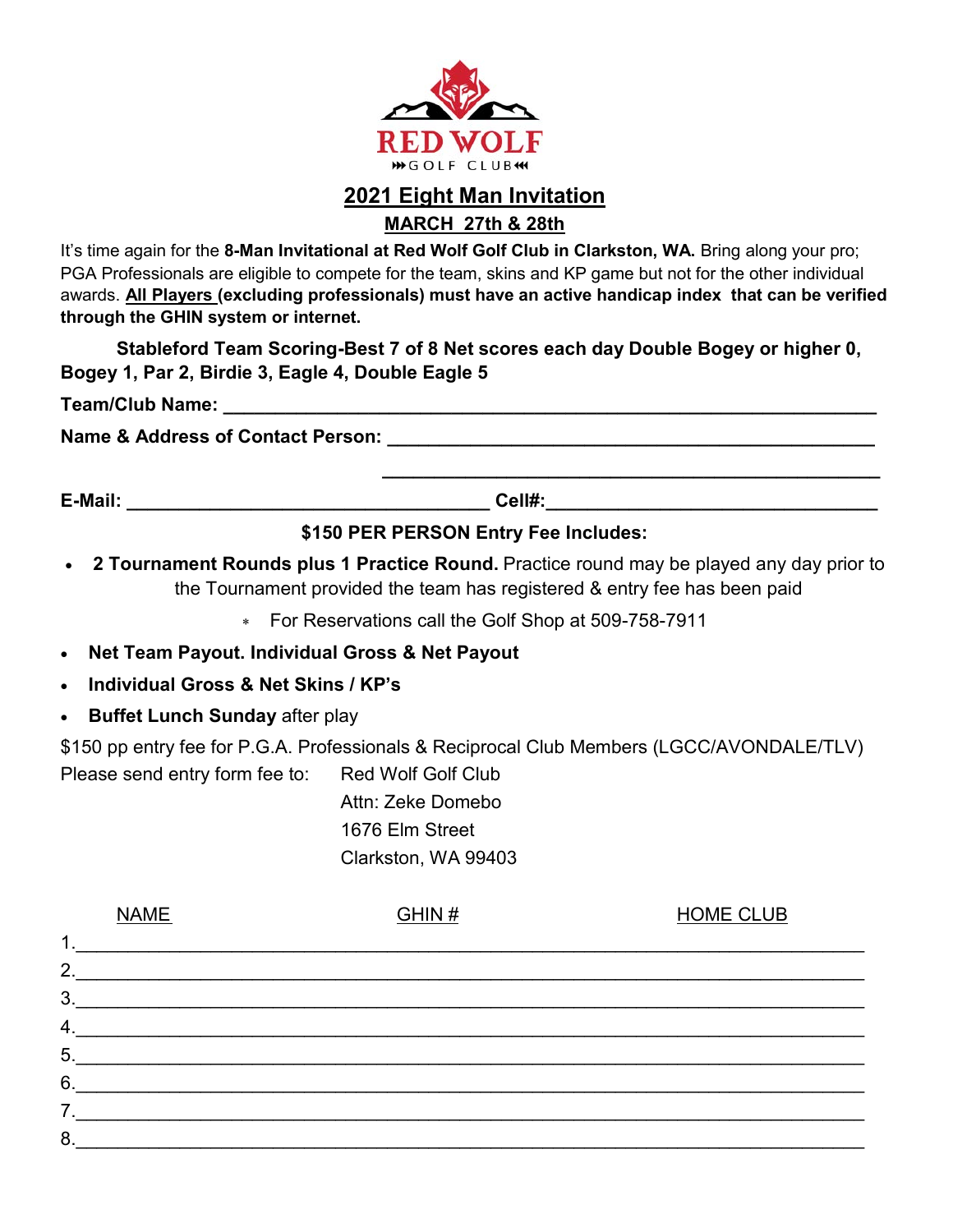RED WOLF
GOLF CLUB

# 2021 Eight Man Invitation

## MARCH 27th & 28th

It's time again for the **8-Man Invitational at Red Wolf Golf Club in Clarkston, WA.** Bring along your pro; PGA Professionals are eligible to compete for the team, skins and KP game but not for the other individual awards. **All Players (excluding professionals) must have an active handicap index that can be verified through the GHIN system or internet.**

**Stableford Team Scoring-Best 7 of 8 Net scores each day Double Bogey or higher 0, Bogey 1, Par 2, Birdie 3, Eagle 4, Double Eagle 5**

**Team/Club Name:** ______________________________________________

**Name & Address of Contact Person:** ______________________________________________

______________________________________________

**E-Mail:** ______________________________ **Cell#:**______________________________

**$150 PER PERSON Entry Fee Includes:**

- **2 Tournament Rounds plus 1 Practice Round.** Practice round may be played any day prior to the Tournament provided the team has registered & entry fee has been paid
  - For Reservations call the Golf Shop at 509-758-7911
- **Net Team Payout. Individual Gross & Net Payout**
- **Individual Gross & Net Skins / KP's**
- **Buffet Lunch Sunday** after play

$150 pp entry fee for P.G.A. Professionals & Reciprocal Club Members (LGCC/AVONDALE/TLV)

Please send entry form fee to:
Red Wolf Golf Club
Attn: Zeke Domebo
1676 Elm Street
Clarkston, WA 99403

| NAME | GHIN # | HOME CLUB |
|---|---|---|
| 1. | | |
| 2. | | |
| 3. | | |
| 4. | | |
| 5. | | |
| 6. | | |
| 7. | | |
| 8. | | |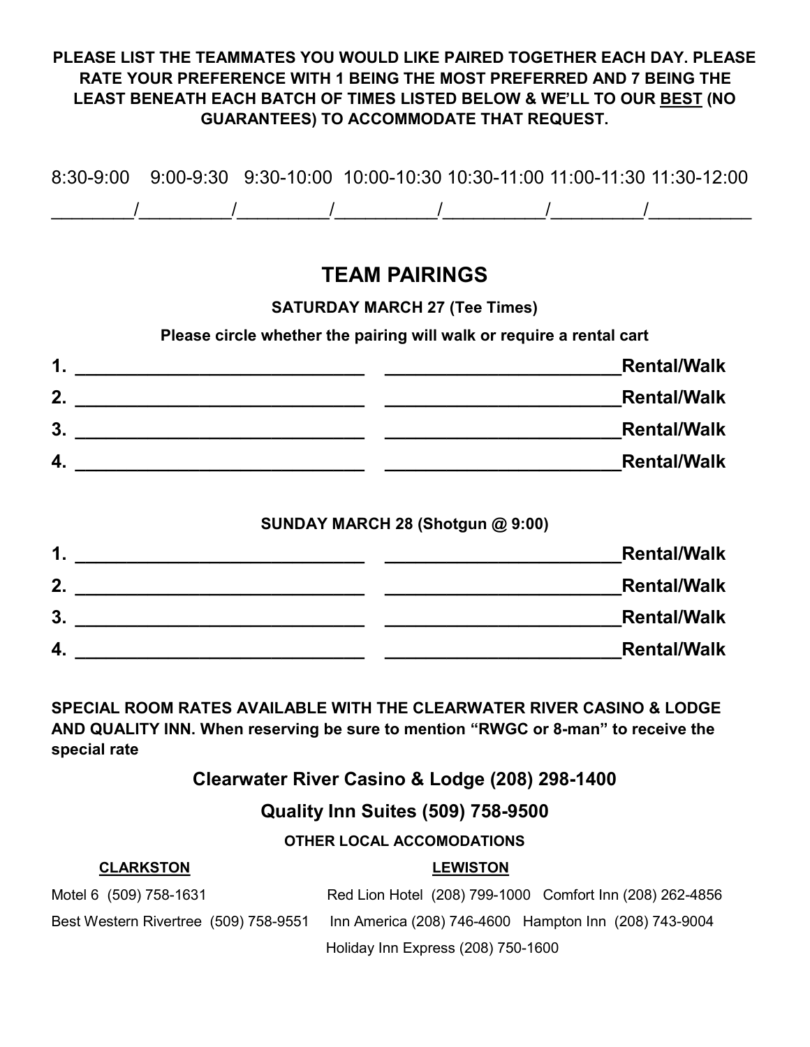**PLEASE LIST THE TEAMMATES YOU WOULD LIKE PAIRED TOGETHER EACH DAY. PLEASE RATE YOUR PREFERENCE WITH 1 BEING THE MOST PREFERRED AND 7 BEING THE LEAST BENEATH EACH BATCH OF TIMES LISTED BELOW & WE'LL TO OUR BEST (NO GUARANTEES) TO ACCOMMODATE THAT REQUEST.**

8:30-9:00 9:00-9:30 9:30-10:00 10:00-10:30 10:30-11:00 11:00-11:30 11:30-12:00

________/_________/_________/__________/__________/_________/__________

## TEAM PAIRINGS

**SATURDAY MARCH 27 (Tee Times)**

**Please circle whether the pairing will walk or require a rental cart**

**1. _____________________________ _______________________Rental/Walk**

**2. _____________________________ _______________________Rental/Walk**

**3. _____________________________ _______________________Rental/Walk**

**4. _____________________________ _______________________Rental/Walk**

**SUNDAY MARCH 28 (Shotgun @ 9:00)**

**1. _____________________________ _______________________Rental/Walk**

**2. _____________________________ _______________________Rental/Walk**

**3. _____________________________ _______________________Rental/Walk**

**4. _____________________________ _______________________Rental/Walk**

**SPECIAL ROOM RATES AVAILABLE WITH THE CLEARWATER RIVER CASINO & LODGE AND QUALITY INN. When reserving be sure to mention "RWGC or 8-man" to receive the special rate**

### Clearwater River Casino & Lodge (208) 298-1400

### Quality Inn Suites (509) 758-9500

**OTHER LOCAL ACCOMODATIONS**

**CLARKSTON**

Motel 6 (509) 758-1631

Best Western Rivertree (509) 758-9551

**LEWISTON**

Red Lion Hotel (208) 799-1000

Comfort Inn (208) 262-4856

Inn America (208) 746-4600

Hampton Inn (208) 743-9004

Holiday Inn Express (208) 750-1600